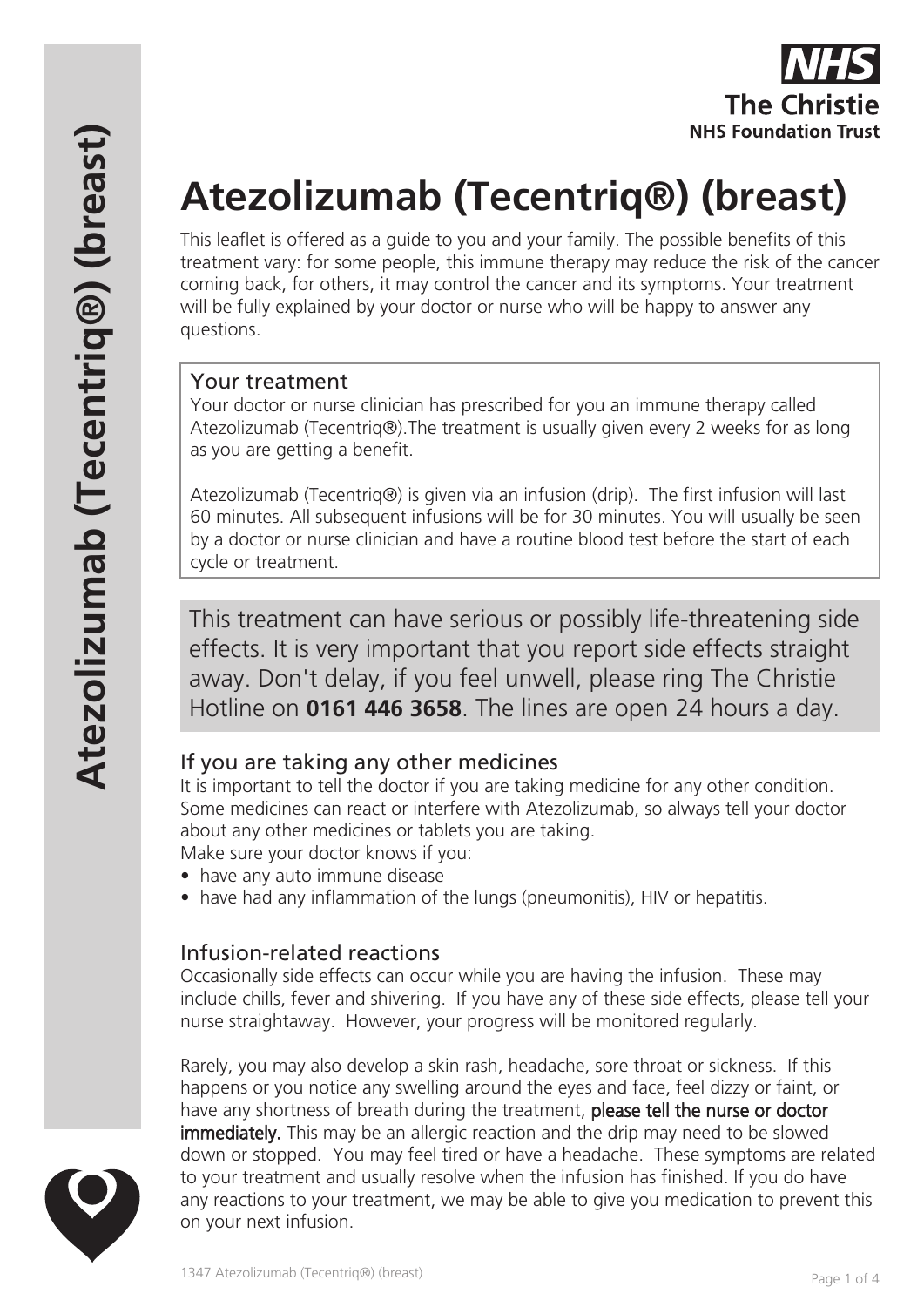# Atezolizumab (Tecentriq®) (breast)

This leaflet is offered as a guide to you and your family. The possible benefits of this treatment vary: for some people, this immune therapy may reduce the risk of the cancer coming back, for others, it may control the cancer and its symptoms. Your treatment will be fully explained by your doctor or nurse who will be happy to answer any questions.

## Your treatment

Your doctor or nurse clinician has prescribed for you an immune therapy called Atezolizumab (Tecentriq®).The treatment is usually given every 2 weeks for as long as you are getting a benefit.

Atezolizumab (Tecentriq®) is given via an infusion (drip). The first infusion will last 60 minutes. All subsequent infusions will be for 30 minutes. You will usually be seen by a doctor or nurse clinician and have a routine blood test before the start of each cycle or treatment.

This treatment can have serious or possibly life-threatening side effects. It is very important that you report side effects straight away. Don't delay, if you feel unwell, please ring The Christie Hotline on **0161 446 3658**. The lines are open 24 hours a day.

## If you are taking any other medicines

It is important to tell the doctor if you are taking medicine for any other condition. Some medicines can react or interfere with Atezolizumab, so always tell your doctor about any other medicines or tablets you are taking.

Make sure your doctor knows if you:

- have any auto immune disease
- have had any inflammation of the lungs (pneumonitis), HIV or hepatitis.

## Infusion-related reactions

Occasionally side effects can occur while you are having the infusion. These may include chills, fever and shivering. If you have any of these side effects, please tell your nurse straightaway. However, your progress will be monitored regularly.

Rarely, you may also develop a skin rash, headache, sore throat or sickness. If this happens or you notice any swelling around the eyes and face, feel dizzy or faint, or have any shortness of breath during the treatment, **please tell the nurse or doctor immediately.** This may be an allergic reaction and the drip may need to be slowed down or stopped. You may feel tired or have a headache. These symptoms are related to your treatment and usually resolve when the infusion has finished. If you do have any reactions to your treatment, we may be able to give you medication to prevent this on your next infusion.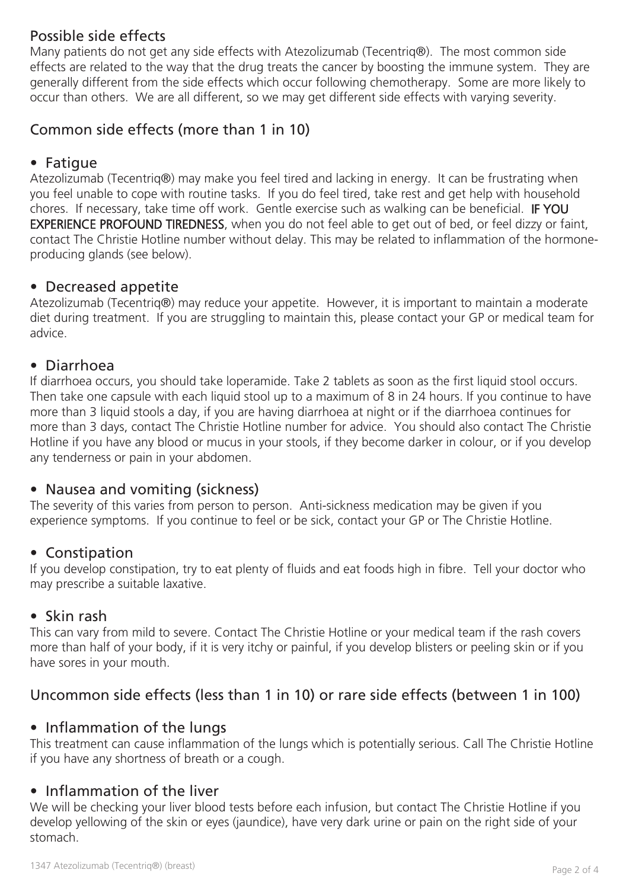## Possible side effects

Many patients do not get any side effects with Atezolizumab (Tecentriq®). The most common side effects are related to the way that the drug treats the cancer by boosting the immune system. They are generally different from the side effects which occur following chemotherapy. Some are more likely to occur than others. We are all different, so we may get different side effects with varying severity.

## Common side effects (more than 1 in 10)

### • Fatigue

Atezolizumab (Tecentriq®) may make you feel tired and lacking in energy. It can be frustrating when you feel unable to cope with routine tasks. If you do feel tired, take rest and get help with household chores. If necessary, take time off work. Gentle exercise such as walking can be beneficial. **IF YOU EXPERIENCE PROFOUND TIREDNESS**, when you do not feel able to get out of bed, or feel dizzy or faint, contact The Christie Hotline number without delay. This may be related to inflammation of the hormone-producing glands (see below).

### • Decreased appetite

Atezolizumab (Tecentriq®) may reduce your appetite. However, it is important to maintain a moderate diet during treatment. If you are struggling to maintain this, please contact your GP or medical team for advice.

### • Diarrhoea

If diarrhoea occurs, you should take loperamide. Take 2 tablets as soon as the first liquid stool occurs. Then take one capsule with each liquid stool up to a maximum of 8 in 24 hours. If you continue to have more than 3 liquid stools a day, if you are having diarrhoea at night or if the diarrhoea continues for more than 3 days, contact The Christie Hotline number for advice. You should also contact The Christie Hotline if you have any blood or mucus in your stools, if they become darker in colour, or if you develop any tenderness or pain in your abdomen.

### • Nausea and vomiting (sickness)

The severity of this varies from person to person. Anti-sickness medication may be given if you experience symptoms. If you continue to feel or be sick, contact your GP or The Christie Hotline.

### • Constipation

If you develop constipation, try to eat plenty of fluids and eat foods high in fibre. Tell your doctor who may prescribe a suitable laxative.

### • Skin rash

This can vary from mild to severe. Contact The Christie Hotline or your medical team if the rash covers more than half of your body, if it is very itchy or painful, if you develop blisters or peeling skin or if you have sores in your mouth.

## Uncommon side effects (less than 1 in 10) or rare side effects (between 1 in 100)

### • Inflammation of the lungs

This treatment can cause inflammation of the lungs which is potentially serious. Call The Christie Hotline if you have any shortness of breath or a cough.

### • Inflammation of the liver

We will be checking your liver blood tests before each infusion, but contact The Christie Hotline if you develop yellowing of the skin or eyes (jaundice), have very dark urine or pain on the right side of your stomach.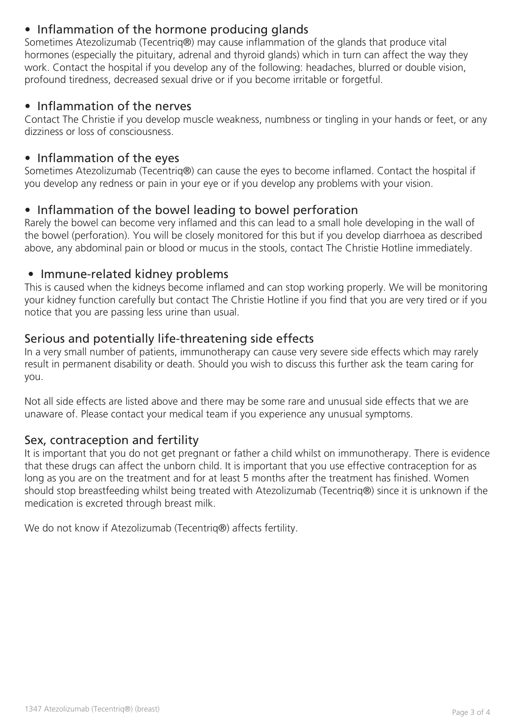- Inflammation of the hormone producing glands

Sometimes Atezolizumab (Tecentriq®) may cause inflammation of the glands that produce vital hormones (especially the pituitary, adrenal and thyroid glands) which in turn can affect the way they work. Contact the hospital if you develop any of the following: headaches, blurred or double vision, profound tiredness, decreased sexual drive or if you become irritable or forgetful.

- Inflammation of the nerves

Contact The Christie if you develop muscle weakness, numbness or tingling in your hands or feet, or any dizziness or loss of consciousness.

- Inflammation of the eyes

Sometimes Atezolizumab (Tecentriq®) can cause the eyes to become inflamed. Contact the hospital if you develop any redness or pain in your eye or if you develop any problems with your vision.

- Inflammation of the bowel leading to bowel perforation

Rarely the bowel can become very inflamed and this can lead to a small hole developing in the wall of the bowel (perforation). You will be closely monitored for this but if you develop diarrhoea as described above, any abdominal pain or blood or mucus in the stools, contact The Christie Hotline immediately.

- Immune-related kidney problems

This is caused when the kidneys become inflamed and can stop working properly. We will be monitoring your kidney function carefully but contact The Christie Hotline if you find that you are very tired or if you notice that you are passing less urine than usual.

## Serious and potentially life-threatening side effects

In a very small number of patients, immunotherapy can cause very severe side effects which may rarely result in permanent disability or death. Should you wish to discuss this further ask the team caring for you.

Not all side effects are listed above and there may be some rare and unusual side effects that we are unaware of. Please contact your medical team if you experience any unusual symptoms.

## Sex, contraception and fertility

It is important that you do not get pregnant or father a child whilst on immunotherapy. There is evidence that these drugs can affect the unborn child. It is important that you use effective contraception for as long as you are on the treatment and for at least 5 months after the treatment has finished. Women should stop breastfeeding whilst being treated with Atezolizumab (Tecentriq®) since it is unknown if the medication is excreted through breast milk.

We do not know if Atezolizumab (Tecentriq®) affects fertility.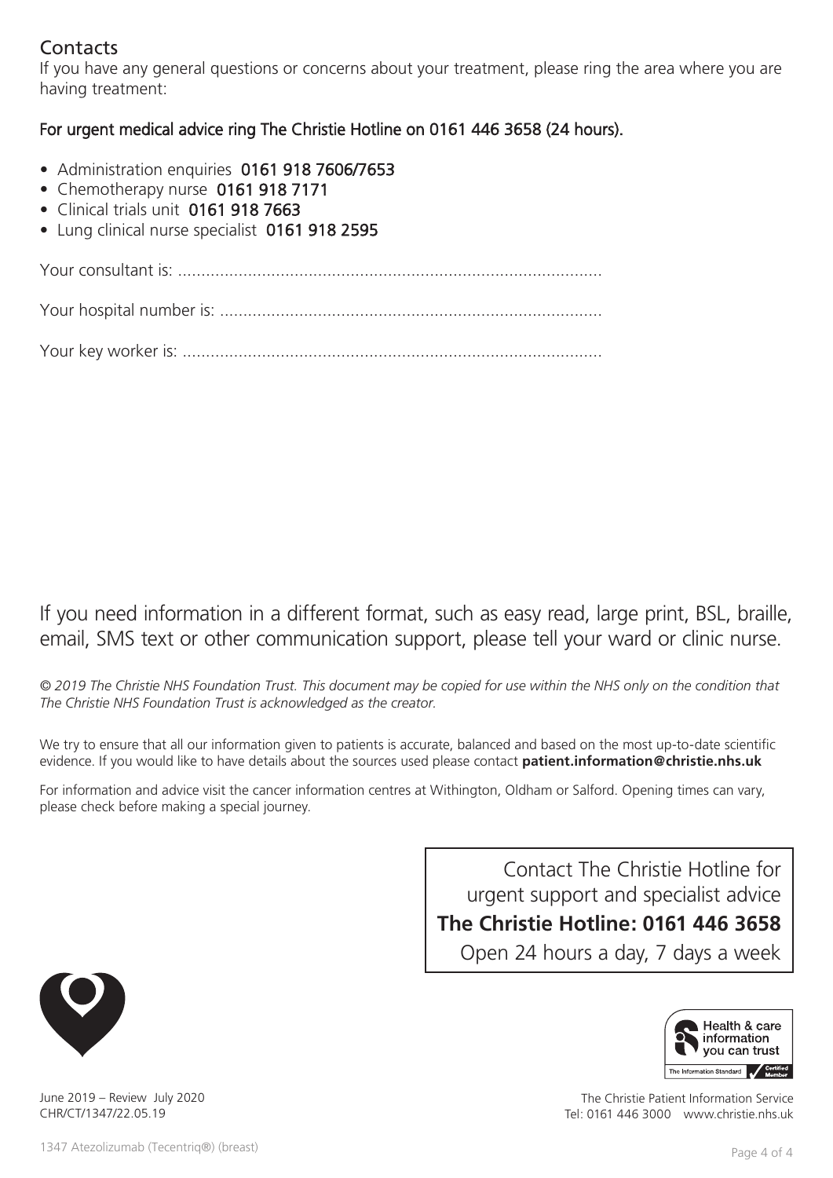## Contacts

If you have any general questions or concerns about your treatment, please ring the area where you are having treatment:

**For urgent medical advice ring The Christie Hotline on 0161 446 3658 (24 hours).**

- Administration enquiries **0161 918 7606/7653**
- Chemotherapy nurse **0161 918 7171**
- Clinical trials unit **0161 918 7663**
- Lung clinical nurse specialist **0161 918 2595**

Your consultant is: ..........................................................................................

Your hospital number is: ..................................................................................

Your key worker is: ..........................................................................................

If you need information in a different format, such as easy read, large print, BSL, braille, email, SMS text or other communication support, please tell your ward or clinic nurse.

*© 2019 The Christie NHS Foundation Trust. This document may be copied for use within the NHS only on the condition that The Christie NHS Foundation Trust is acknowledged as the creator.*

We try to ensure that all our information given to patients is accurate, balanced and based on the most up-to-date scientific evidence. If you would like to have details about the sources used please contact **patient.information@christie.nhs.uk**

For information and advice visit the cancer information centres at Withington, Oldham or Salford. Opening times can vary, please check before making a special journey.

Contact The Christie Hotline for urgent support and specialist advice

**The Christie Hotline: 0161 446 3658**

Open 24 hours a day, 7 days a week

Health & care information you can trust

The Information Standard Certified Member

June 2019 – Review July 2020
CHR/CT/1347/22.05.19

The Christie Patient Information Service
Tel: 0161 446 3000 www.christie.nhs.uk

1347 Atezolizumab (Tecentriq®) (breast)